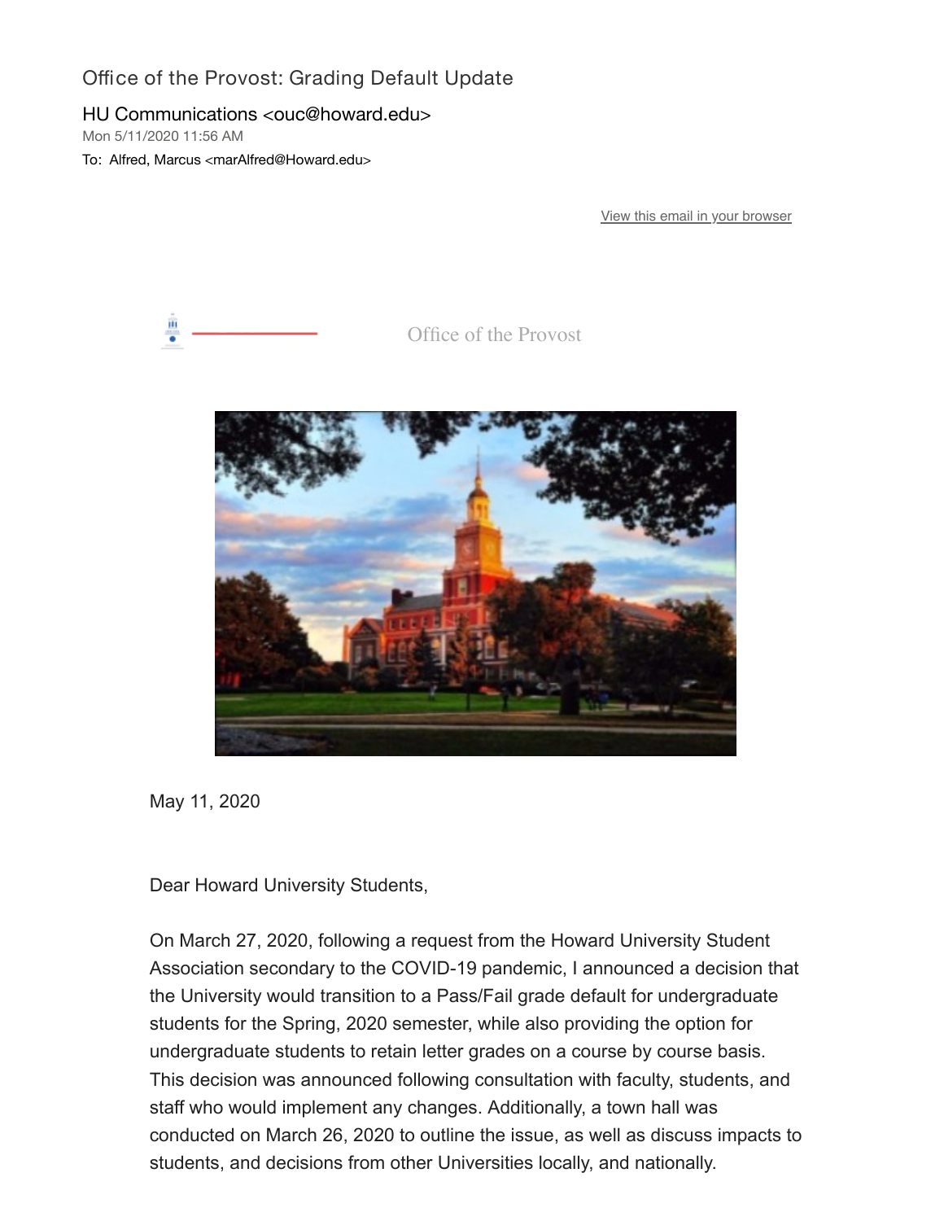# Office of the Provost: Grading Default Update

HU Communications <ouc@howard.edu>

Mon 5/11/2020 11:56 AM

To: Alfred, Marcus <marAlfred@Howard.edu>

View this email in your browser

Office of the Provost

May 11, 2020

Dear Howard University Students,

On March 27, 2020, following a request from the Howard University Student Association secondary to the COVID-19 pandemic, I announced a decision that the University would transition to a Pass/Fail grade default for undergraduate students for the Spring, 2020 semester, while also providing the option for undergraduate students to retain letter grades on a course by course basis. This decision was announced following consultation with faculty, students, and staff who would implement any changes. Additionally, a town hall was conducted on March 26, 2020 to outline the issue, as well as discuss impacts to students, and decisions from other Universities locally, and nationally.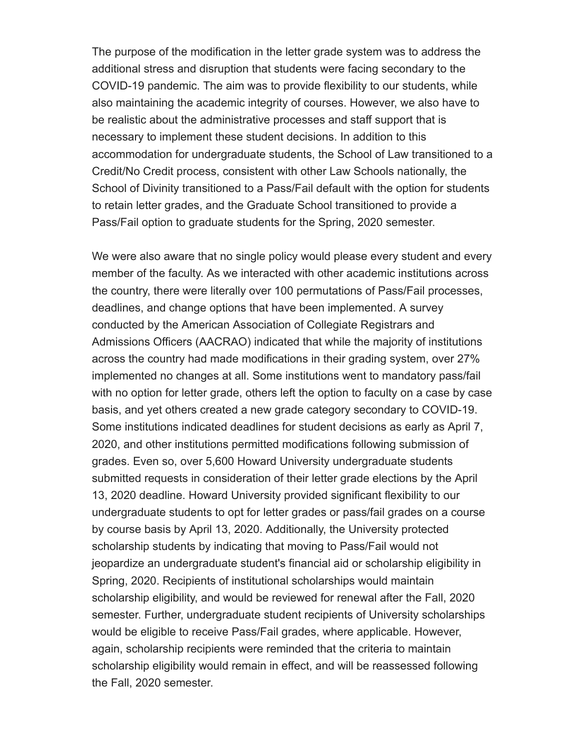The purpose of the modification in the letter grade system was to address the additional stress and disruption that students were facing secondary to the COVID-19 pandemic. The aim was to provide flexibility to our students, while also maintaining the academic integrity of courses. However, we also have to be realistic about the administrative processes and staff support that is necessary to implement these student decisions. In addition to this accommodation for undergraduate students, the School of Law transitioned to a Credit/No Credit process, consistent with other Law Schools nationally, the School of Divinity transitioned to a Pass/Fail default with the option for students to retain letter grades, and the Graduate School transitioned to provide a Pass/Fail option to graduate students for the Spring, 2020 semester.

We were also aware that no single policy would please every student and every member of the faculty. As we interacted with other academic institutions across the country, there were literally over 100 permutations of Pass/Fail processes, deadlines, and change options that have been implemented. A survey conducted by the American Association of Collegiate Registrars and Admissions Officers (AACRAO) indicated that while the majority of institutions across the country had made modifications in their grading system, over 27% implemented no changes at all. Some institutions went to mandatory pass/fail with no option for letter grade, others left the option to faculty on a case by case basis, and yet others created a new grade category secondary to COVID-19. Some institutions indicated deadlines for student decisions as early as April 7, 2020, and other institutions permitted modifications following submission of grades. Even so, over 5,600 Howard University undergraduate students submitted requests in consideration of their letter grade elections by the April 13, 2020 deadline. Howard University provided significant flexibility to our undergraduate students to opt for letter grades or pass/fail grades on a course by course basis by April 13, 2020. Additionally, the University protected scholarship students by indicating that moving to Pass/Fail would not jeopardize an undergraduate student's financial aid or scholarship eligibility in Spring, 2020. Recipients of institutional scholarships would maintain scholarship eligibility, and would be reviewed for renewal after the Fall, 2020 semester. Further, undergraduate student recipients of University scholarships would be eligible to receive Pass/Fail grades, where applicable. However, again, scholarship recipients were reminded that the criteria to maintain scholarship eligibility would remain in effect, and will be reassessed following the Fall, 2020 semester.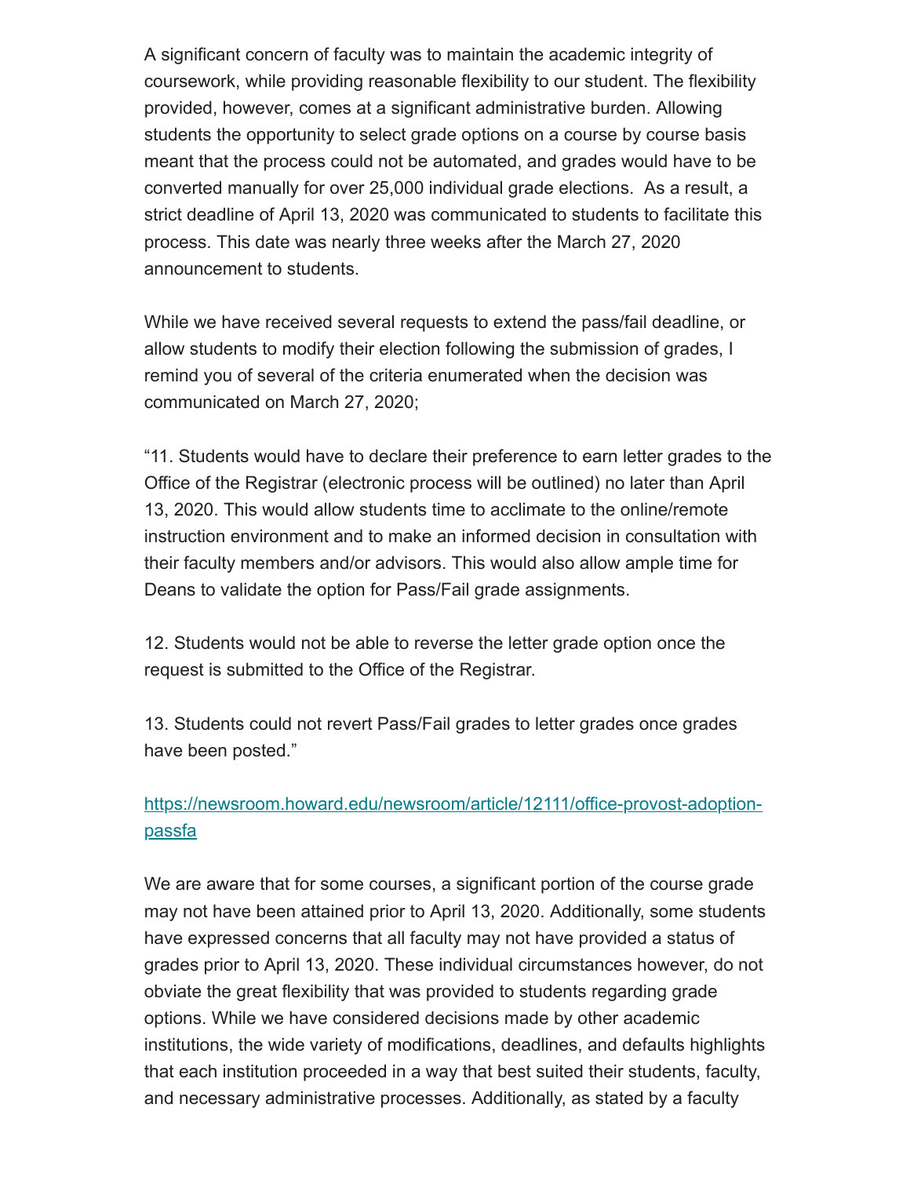A significant concern of faculty was to maintain the academic integrity of coursework, while providing reasonable flexibility to our student. The flexibility provided, however, comes at a significant administrative burden. Allowing students the opportunity to select grade options on a course by course basis meant that the process could not be automated, and grades would have to be converted manually for over 25,000 individual grade elections.  As a result, a strict deadline of April 13, 2020 was communicated to students to facilitate this process. This date was nearly three weeks after the March 27, 2020 announcement to students.

While we have received several requests to extend the pass/fail deadline, or allow students to modify their election following the submission of grades, I remind you of several of the criteria enumerated when the decision was communicated on March 27, 2020;

"11. Students would have to declare their preference to earn letter grades to the Office of the Registrar (electronic process will be outlined) no later than April 13, 2020. This would allow students time to acclimate to the online/remote instruction environment and to make an informed decision in consultation with their faculty members and/or advisors. This would also allow ample time for Deans to validate the option for Pass/Fail grade assignments.

12. Students would not be able to reverse the letter grade option once the request is submitted to the Office of the Registrar.

13. Students could not revert Pass/Fail grades to letter grades once grades have been posted."

[https://newsroom.howard.edu/newsroom/article/12111/office-provost-adoption-passfa](https://newsroom.howard.edu/newsroom/article/12111/office-provost-adoption-passfa)

We are aware that for some courses, a significant portion of the course grade may not have been attained prior to April 13, 2020. Additionally, some students have expressed concerns that all faculty may not have provided a status of grades prior to April 13, 2020. These individual circumstances however, do not obviate the great flexibility that was provided to students regarding grade options. While we have considered decisions made by other academic institutions, the wide variety of modifications, deadlines, and defaults highlights that each institution proceeded in a way that best suited their students, faculty, and necessary administrative processes. Additionally, as stated by a faculty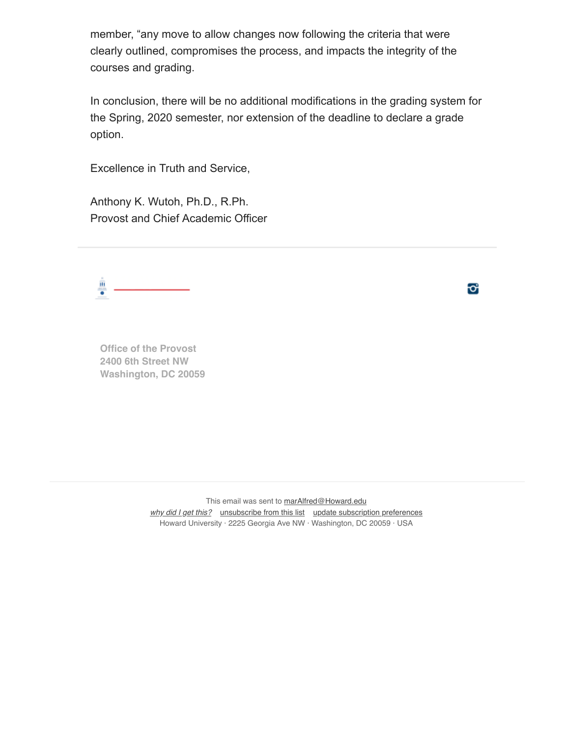member, “any move to allow changes now following the criteria that were clearly outlined, compromises the process, and impacts the integrity of the courses and grading.

In conclusion, there will be no additional modifications in the grading system for the Spring, 2020 semester, nor extension of the deadline to declare a grade option.

Excellence in Truth and Service,

Anthony K. Wutoh, Ph.D., R.Ph.
Provost and Chief Academic Officer

---

**Office of the Provost**
**2400 6th Street NW**
**Washington, DC 20059**

---

This email was sent to marAlfred@Howard.edu
*why did I get this?* unsubscribe from this list update subscription preferences
Howard University · 2225 Georgia Ave NW · Washington, DC 20059 · USA